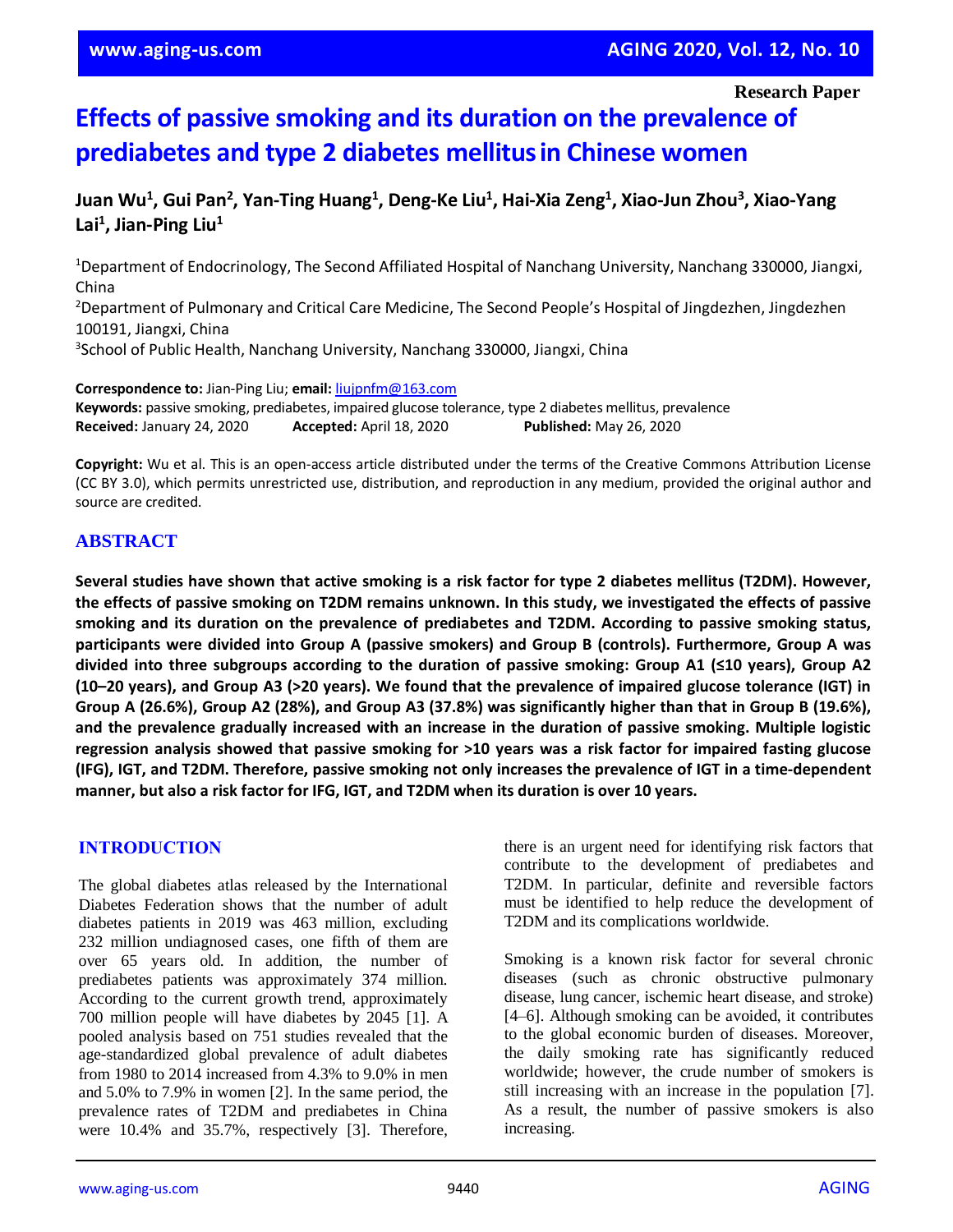Research Paper

# Effects of passive smoking and its duration on the prevalence of prediabetes and type 2 diabetes mellitus in Chinese women

**Juan Wu[1], Gui Pan[2], Yan-Ting Huang[1], Deng-Ke Liu[1], Hai-Xia Zeng[1], Xiao-Jun Zhou[3], Xiao-Yang Lai[1], Jian-Ping Liu[1]**

[1]Department of Endocrinology, The Second Affiliated Hospital of Nanchang University, Nanchang 330000, Jiangxi, China
[2]Department of Pulmonary and Critical Care Medicine, The Second People's Hospital of Jingdezhen, Jingdezhen 100191, Jiangxi, China
[3]School of Public Health, Nanchang University, Nanchang 330000, Jiangxi, China

**Correspondence to:** Jian-Ping Liu; **email:** liujpnfm@163.com
**Keywords:** passive smoking, prediabetes, impaired glucose tolerance, type 2 diabetes mellitus, prevalence
**Received:** January 24, 2020 **Accepted:** April 18, 2020 **Published:** May 26, 2020

**Copyright:** Wu et al. This is an open-access article distributed under the terms of the Creative Commons Attribution License (CC BY 3.0), which permits unrestricted use, distribution, and reproduction in any medium, provided the original author and source are credited.

## ABSTRACT

**Several studies have shown that active smoking is a risk factor for type 2 diabetes mellitus (T2DM). However, the effects of passive smoking on T2DM remains unknown. In this study, we investigated the effects of passive smoking and its duration on the prevalence of prediabetes and T2DM. According to passive smoking status, participants were divided into Group A (passive smokers) and Group B (controls). Furthermore, Group A was divided into three subgroups according to the duration of passive smoking: Group A1 (≤10 years), Group A2 (10–20 years), and Group A3 (>20 years). We found that the prevalence of impaired glucose tolerance (IGT) in Group A (26.6%), Group A2 (28%), and Group A3 (37.8%) was significantly higher than that in Group B (19.6%), and the prevalence gradually increased with an increase in the duration of passive smoking. Multiple logistic regression analysis showed that passive smoking for >10 years was a risk factor for impaired fasting glucose (IFG), IGT, and T2DM. Therefore, passive smoking not only increases the prevalence of IGT in a time-dependent manner, but also a risk factor for IFG, IGT, and T2DM when its duration is over 10 years.**

## INTRODUCTION

The global diabetes atlas released by the International Diabetes Federation shows that the number of adult diabetes patients in 2019 was 463 million, excluding 232 million undiagnosed cases, one fifth of them are over 65 years old. In addition, the number of prediabetes patients was approximately 374 million. According to the current growth trend, approximately 700 million people will have diabetes by 2045 [1]. A pooled analysis based on 751 studies revealed that the age-standardized global prevalence of adult diabetes from 1980 to 2014 increased from 4.3% to 9.0% in men and 5.0% to 7.9% in women [2]. In the same period, the prevalence rates of T2DM and prediabetes in China were 10.4% and 35.7%, respectively [3]. Therefore, there is an urgent need for identifying risk factors that contribute to the development of prediabetes and T2DM. In particular, definite and reversible factors must be identified to help reduce the development of T2DM and its complications worldwide.

Smoking is a known risk factor for several chronic diseases (such as chronic obstructive pulmonary disease, lung cancer, ischemic heart disease, and stroke) [4–6]. Although smoking can be avoided, it contributes to the global economic burden of diseases. Moreover, the daily smoking rate has significantly reduced worldwide; however, the crude number of smokers is still increasing with an increase in the population [7]. As a result, the number of passive smokers is also increasing.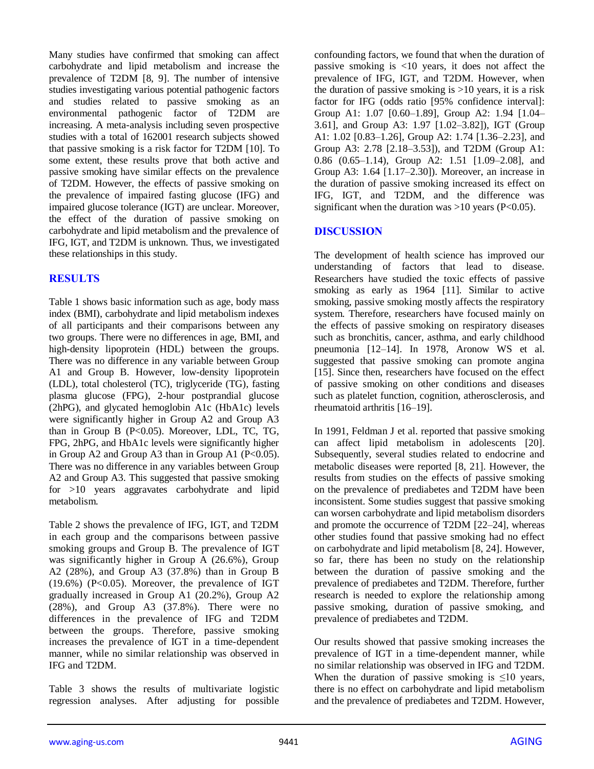Many studies have confirmed that smoking can affect carbohydrate and lipid metabolism and increase the prevalence of T2DM [8, 9]. The number of intensive studies investigating various potential pathogenic factors and studies related to passive smoking as an environmental pathogenic factor of T2DM are increasing. A meta-analysis including seven prospective studies with a total of 162001 research subjects showed that passive smoking is a risk factor for T2DM [10]. To some extent, these results prove that both active and passive smoking have similar effects on the prevalence of T2DM. However, the effects of passive smoking on the prevalence of impaired fasting glucose (IFG) and impaired glucose tolerance (IGT) are unclear. Moreover, the effect of the duration of passive smoking on carbohydrate and lipid metabolism and the prevalence of IFG, IGT, and T2DM is unknown. Thus, we investigated these relationships in this study.

## RESULTS

Table 1 shows basic information such as age, body mass index (BMI), carbohydrate and lipid metabolism indexes of all participants and their comparisons between any two groups. There were no differences in age, BMI, and high-density lipoprotein (HDL) between the groups. There was no difference in any variable between Group A1 and Group B. However, low-density lipoprotein (LDL), total cholesterol (TC), triglyceride (TG), fasting plasma glucose (FPG), 2-hour postprandial glucose (2hPG), and glycated hemoglobin A1c (HbA1c) levels were significantly higher in Group A2 and Group A3 than in Group B ($P<0.05$). Moreover, LDL, TC, TG, FPG, 2hPG, and HbA1c levels were significantly higher in Group A2 and Group A3 than in Group A1 ($P<0.05$). There was no difference in any variables between Group A2 and Group A3. This suggested that passive smoking for >10 years aggravates carbohydrate and lipid metabolism.

Table 2 shows the prevalence of IFG, IGT, and T2DM in each group and the comparisons between passive smoking groups and Group B. The prevalence of IGT was significantly higher in Group A (26.6%), Group A2 (28%), and Group A3 (37.8%) than in Group B (19.6%) ($P<0.05$). Moreover, the prevalence of IGT gradually increased in Group A1 (20.2%), Group A2 (28%), and Group A3 (37.8%). There were no differences in the prevalence of IFG and T2DM between the groups. Therefore, passive smoking increases the prevalence of IGT in a time-dependent manner, while no similar relationship was observed in IFG and T2DM.

Table 3 shows the results of multivariate logistic regression analyses. After adjusting for possible confounding factors, we found that when the duration of passive smoking is <10 years, it does not affect the prevalence of IFG, IGT, and T2DM. However, when the duration of passive smoking is >10 years, it is a risk factor for IFG (odds ratio [95% confidence interval]: Group A1: 1.07 [0.60–1.89], Group A2: 1.94 [1.04–3.61], and Group A3: 1.97 [1.02–3.82]), IGT (Group A1: 1.02 [0.83–1.26], Group A2: 1.74 [1.36–2.23], and Group A3: 2.78 [2.18–3.53]), and T2DM (Group A1: 0.86 (0.65–1.14), Group A2: 1.51 [1.09–2.08], and Group A3: 1.64 [1.17–2.30]). Moreover, an increase in the duration of passive smoking increased its effect on IFG, IGT, and T2DM, and the difference was significant when the duration was >10 years ($P<0.05$).

## DISCUSSION

The development of health science has improved our understanding of factors that lead to disease. Researchers have studied the toxic effects of passive smoking as early as 1964 [11]. Similar to active smoking, passive smoking mostly affects the respiratory system. Therefore, researchers have focused mainly on the effects of passive smoking on respiratory diseases such as bronchitis, cancer, asthma, and early childhood pneumonia [12–14]. In 1978, Aronow WS et al. suggested that passive smoking can promote angina [15]. Since then, researchers have focused on the effect of passive smoking on other conditions and diseases such as platelet function, cognition, atherosclerosis, and rheumatoid arthritis [16–19].

In 1991, Feldman J et al. reported that passive smoking can affect lipid metabolism in adolescents [20]. Subsequently, several studies related to endocrine and metabolic diseases were reported [8, 21]. However, the results from studies on the effects of passive smoking on the prevalence of prediabetes and T2DM have been inconsistent. Some studies suggest that passive smoking can worsen carbohydrate and lipid metabolism disorders and promote the occurrence of T2DM [22–24], whereas other studies found that passive smoking had no effect on carbohydrate and lipid metabolism [8, 24]. However, so far, there has been no study on the relationship between the duration of passive smoking and the prevalence of prediabetes and T2DM. Therefore, further research is needed to explore the relationship among passive smoking, duration of passive smoking, and prevalence of prediabetes and T2DM.

Our results showed that passive smoking increases the prevalence of IGT in a time-dependent manner, while no similar relationship was observed in IFG and T2DM. When the duration of passive smoking is ≤10 years, there is no effect on carbohydrate and lipid metabolism and the prevalence of prediabetes and T2DM. However,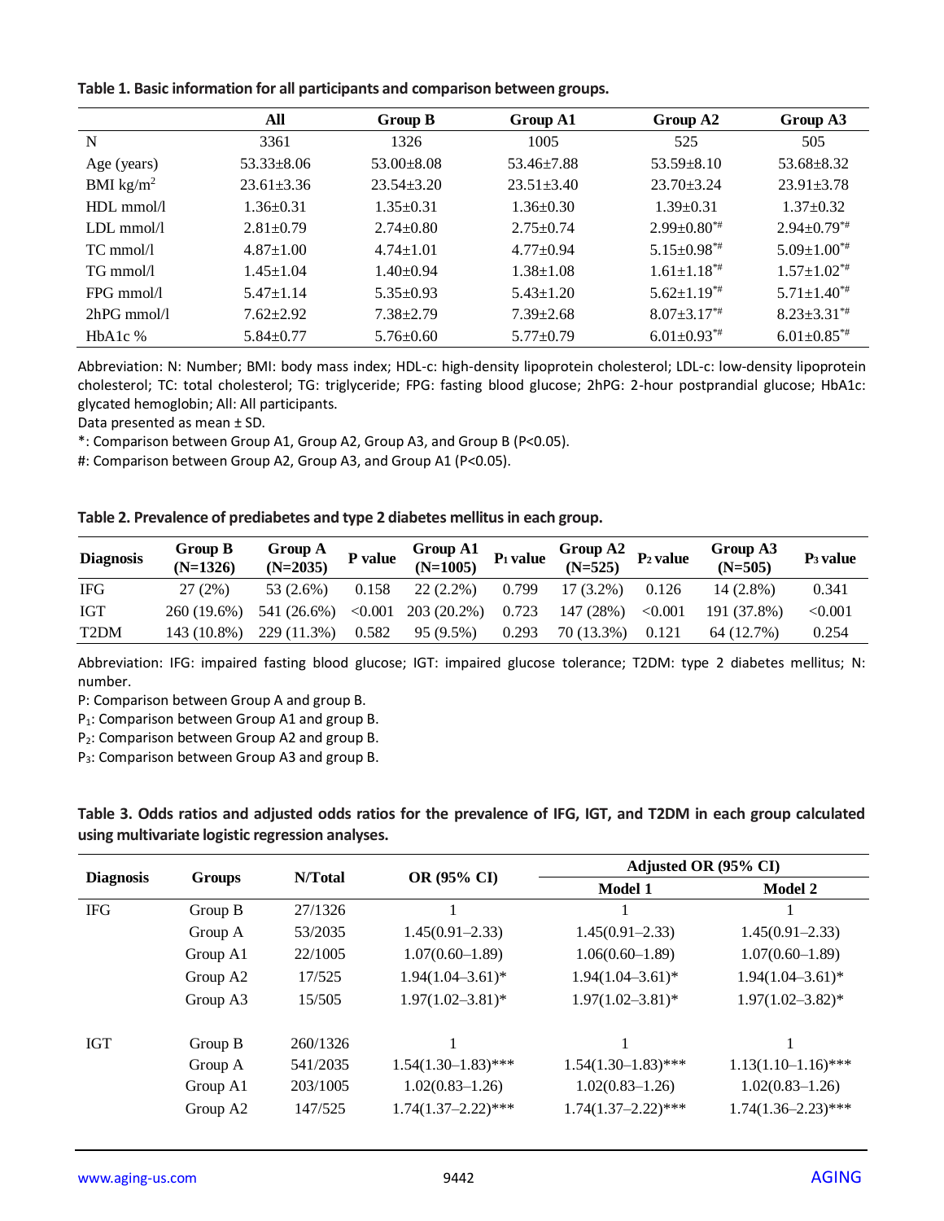**Table 1. Basic information for all participants and comparison between groups.**

| | All | Group B | Group A1 | Group A2 | Group A3 |
|---|---|---|---|---|---|
| N | 3361 | 1326 | 1005 | 525 | 505 |
| Age (years) | 53.33±8.06 | 53.00±8.08 | 53.46±7.88 | 53.59±8.10 | 53.68±8.32 |
| BMI kg/m$^2$ | 23.61±3.36 | 23.54±3.20 | 23.51±3.40 | 23.70±3.24 | 23.91±3.78 |
| HDL mmol/l | 1.36±0.31 | 1.35±0.31 | 1.36±0.30 | 1.39±0.31 | 1.37±0.32 |
| LDL mmol/l | 2.81±0.79 | 2.74±0.80 | 2.75±0.74 | 2.99±0.80*# | 2.94±0.79*# |
| TC mmol/l | 4.87±1.00 | 4.74±1.01 | 4.77±0.94 | 5.15±0.98*# | 5.09±1.00*# |
| TG mmol/l | 1.45±1.04 | 1.40±0.94 | 1.38±1.08 | 1.61±1.18*# | 1.57±1.02*# |
| FPG mmol/l | 5.47±1.14 | 5.35±0.93 | 5.43±1.20 | 5.62±1.19*# | 5.71±1.40*# |
| 2hPG mmol/l | 7.62±2.92 | 7.38±2.79 | 7.39±2.68 | 8.07±3.17*# | 8.23±3.31*# |
| HbA1c % | 5.84±0.77 | 5.76±0.60 | 5.77±0.79 | 6.01±0.93*# | 6.01±0.85*# |

Abbreviation: N: Number; BMI: body mass index; HDL-c: high-density lipoprotein cholesterol; LDL-c: low-density lipoprotein cholesterol; TC: total cholesterol; TG: triglyceride; FPG: fasting blood glucose; 2hPG: 2-hour postprandial glucose; HbA1c: glycated hemoglobin; All: All participants.

Data presented as mean ± SD.

*: Comparison between Group A1, Group A2, Group A3, and Group B (P<0.05).

#: Comparison between Group A2, Group A3, and Group A1 (P<0.05).

**Table 2. Prevalence of prediabetes and type 2 diabetes mellitus in each group.**

| Diagnosis | Group B (N=1326) | Group A (N=2035) | P value | Group A1 (N=1005) | $P_1$ value | Group A2 (N=525) | $P_2$ value | Group A3 (N=505) | $P_3$ value |
|---|---|---|---|---|---|---|---|---|---|
| IFG | 27 (2%) | 53 (2.6%) | 0.158 | 22 (2.2%) | 0.799 | 17 (3.2%) | 0.126 | 14 (2.8%) | 0.341 |
| IGT | 260 (19.6%) | 541 (26.6%) | <0.001 | 203 (20.2%) | 0.723 | 147 (28%) | <0.001 | 191 (37.8%) | <0.001 |
| T2DM | 143 (10.8%) | 229 (11.3%) | 0.582 | 95 (9.5%) | 0.293 | 70 (13.3%) | 0.121 | 64 (12.7%) | 0.254 |

Abbreviation: IFG: impaired fasting blood glucose; IGT: impaired glucose tolerance; T2DM: type 2 diabetes mellitus; N: number.

P: Comparison between Group A and group B.

$P_1$: Comparison between Group A1 and group B.

$P_2$: Comparison between Group A2 and group B.

$P_3$: Comparison between Group A3 and group B.

**Table 3. Odds ratios and adjusted odds ratios for the prevalence of IFG, IGT, and T2DM in each group calculated using multivariate logistic regression analyses.**

| Diagnosis | Groups | N/Total | OR (95% CI) | Adjusted OR (95% CI) | |
|---|---|---|---|---|---|
| | | | | Model 1 | Model 2 |
| IFG | Group B | 27/1326 | 1 | 1 | 1 |
| | Group A | 53/2035 | 1.45(0.91–2.33) | 1.45(0.91–2.33) | 1.45(0.91–2.33) |
| | Group A1 | 22/1005 | 1.07(0.60–1.89) | 1.06(0.60–1.89) | 1.07(0.60–1.89) |
| | Group A2 | 17/525 | 1.94(1.04–3.61)* | 1.94(1.04–3.61)* | 1.94(1.04–3.61)* |
| | Group A3 | 15/505 | 1.97(1.02–3.81)* | 1.97(1.02–3.81)* | 1.97(1.02–3.82)* |
| IGT | Group B | 260/1326 | 1 | 1 | 1 |
| | Group A | 541/2035 | 1.54(1.30–1.83)*** | 1.54(1.30–1.83)*** | 1.13(1.10–1.16)*** |
| | Group A1 | 203/1005 | 1.02(0.83–1.26) | 1.02(0.83–1.26) | 1.02(0.83–1.26) |
| | Group A2 | 147/525 | 1.74(1.37–2.22)*** | 1.74(1.37–2.22)*** | 1.74(1.36–2.23)*** |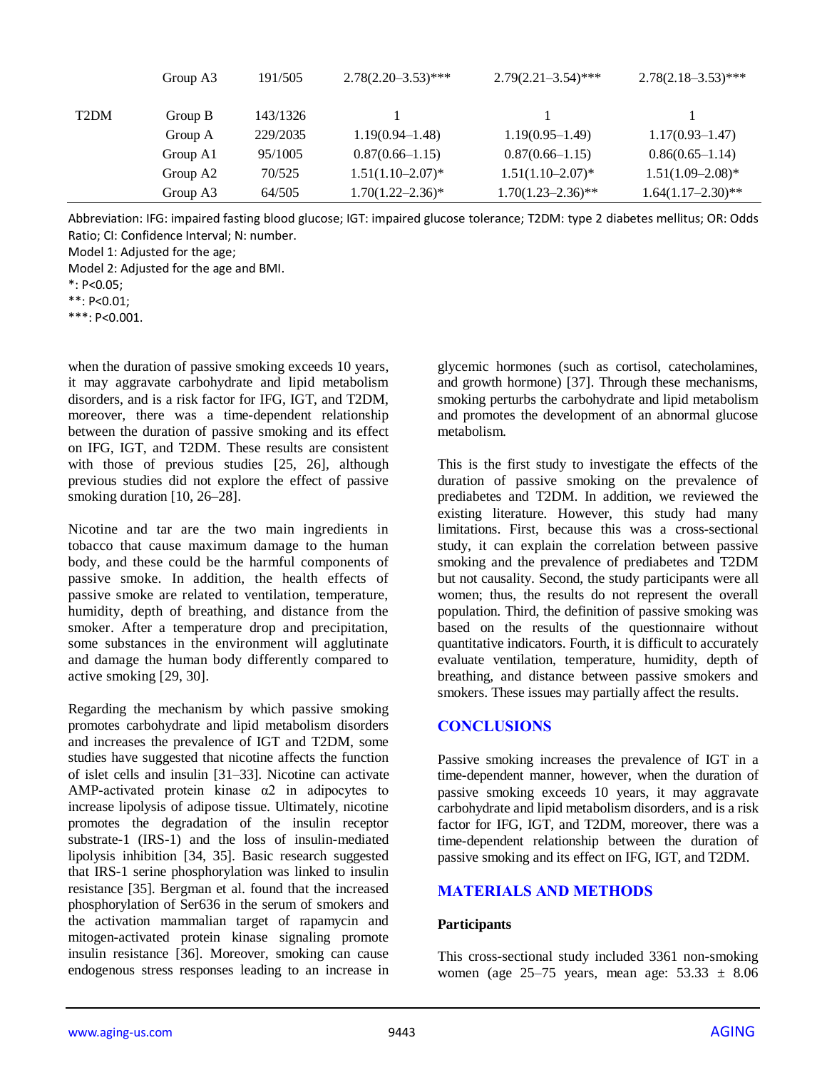| | Group A3 | 191/505 | 2.78(2.20–3.53)*** | 2.79(2.21–3.54)*** | 2.78(2.18–3.53)*** |
|---|---|---|---|---|---|
| T2DM | Group B | 143/1326 | 1 | 1 | 1 |
| | Group A | 229/2035 | 1.19(0.94–1.48) | 1.19(0.95–1.49) | 1.17(0.93–1.47) |
| | Group A1 | 95/1005 | 0.87(0.66–1.15) | 0.87(0.66–1.15) | 0.86(0.65–1.14) |
| | Group A2 | 70/525 | 1.51(1.10–2.07)* | 1.51(1.10–2.07)* | 1.51(1.09–2.08)* |
| | Group A3 | 64/505 | 1.70(1.22–2.36)* | 1.70(1.23–2.36)** | 1.64(1.17–2.30)** |

Abbreviation: IFG: impaired fasting blood glucose; IGT: impaired glucose tolerance; T2DM: type 2 diabetes mellitus; OR: Odds Ratio; CI: Confidence Interval; N: number.

Model 1: Adjusted for the age;

Model 2: Adjusted for the age and BMI.

*: P<0.05;

**: P<0.01;

***: P<0.001.

when the duration of passive smoking exceeds 10 years, it may aggravate carbohydrate and lipid metabolism disorders, and is a risk factor for IFG, IGT, and T2DM, moreover, there was a time-dependent relationship between the duration of passive smoking and its effect on IFG, IGT, and T2DM. These results are consistent with those of previous studies [25, 26], although previous studies did not explore the effect of passive smoking duration [10, 26–28].

Nicotine and tar are the two main ingredients in tobacco that cause maximum damage to the human body, and these could be the harmful components of passive smoke. In addition, the health effects of passive smoke are related to ventilation, temperature, humidity, depth of breathing, and distance from the smoker. After a temperature drop and precipitation, some substances in the environment will agglutinate and damage the human body differently compared to active smoking [29, 30].

Regarding the mechanism by which passive smoking promotes carbohydrate and lipid metabolism disorders and increases the prevalence of IGT and T2DM, some studies have suggested that nicotine affects the function of islet cells and insulin [31–33]. Nicotine can activate AMP-activated protein kinase α2 in adipocytes to increase lipolysis of adipose tissue. Ultimately, nicotine promotes the degradation of the insulin receptor substrate-1 (IRS-1) and the loss of insulin-mediated lipolysis inhibition [34, 35]. Basic research suggested that IRS-1 serine phosphorylation was linked to insulin resistance [35]. Bergman et al. found that the increased phosphorylation of Ser636 in the serum of smokers and the activation mammalian target of rapamycin and mitogen-activated protein kinase signaling promote insulin resistance [36]. Moreover, smoking can cause endogenous stress responses leading to an increase in glycemic hormones (such as cortisol, catecholamines, and growth hormone) [37]. Through these mechanisms, smoking perturbs the carbohydrate and lipid metabolism and promotes the development of an abnormal glucose metabolism.

This is the first study to investigate the effects of the duration of passive smoking on the prevalence of prediabetes and T2DM. In addition, we reviewed the existing literature. However, this study had many limitations. First, because this was a cross-sectional study, it can explain the correlation between passive smoking and the prevalence of prediabetes and T2DM but not causality. Second, the study participants were all women; thus, the results do not represent the overall population. Third, the definition of passive smoking was based on the results of the questionnaire without quantitative indicators. Fourth, it is difficult to accurately evaluate ventilation, temperature, humidity, depth of breathing, and distance between passive smokers and smokers. These issues may partially affect the results.

## CONCLUSIONS

Passive smoking increases the prevalence of IGT in a time-dependent manner, however, when the duration of passive smoking exceeds 10 years, it may aggravate carbohydrate and lipid metabolism disorders, and is a risk factor for IFG, IGT, and T2DM, moreover, there was a time-dependent relationship between the duration of passive smoking and its effect on IFG, IGT, and T2DM.

## MATERIALS AND METHODS

### Participants

This cross-sectional study included 3361 non-smoking women (age 25–75 years, mean age: 53.33 ± 8.06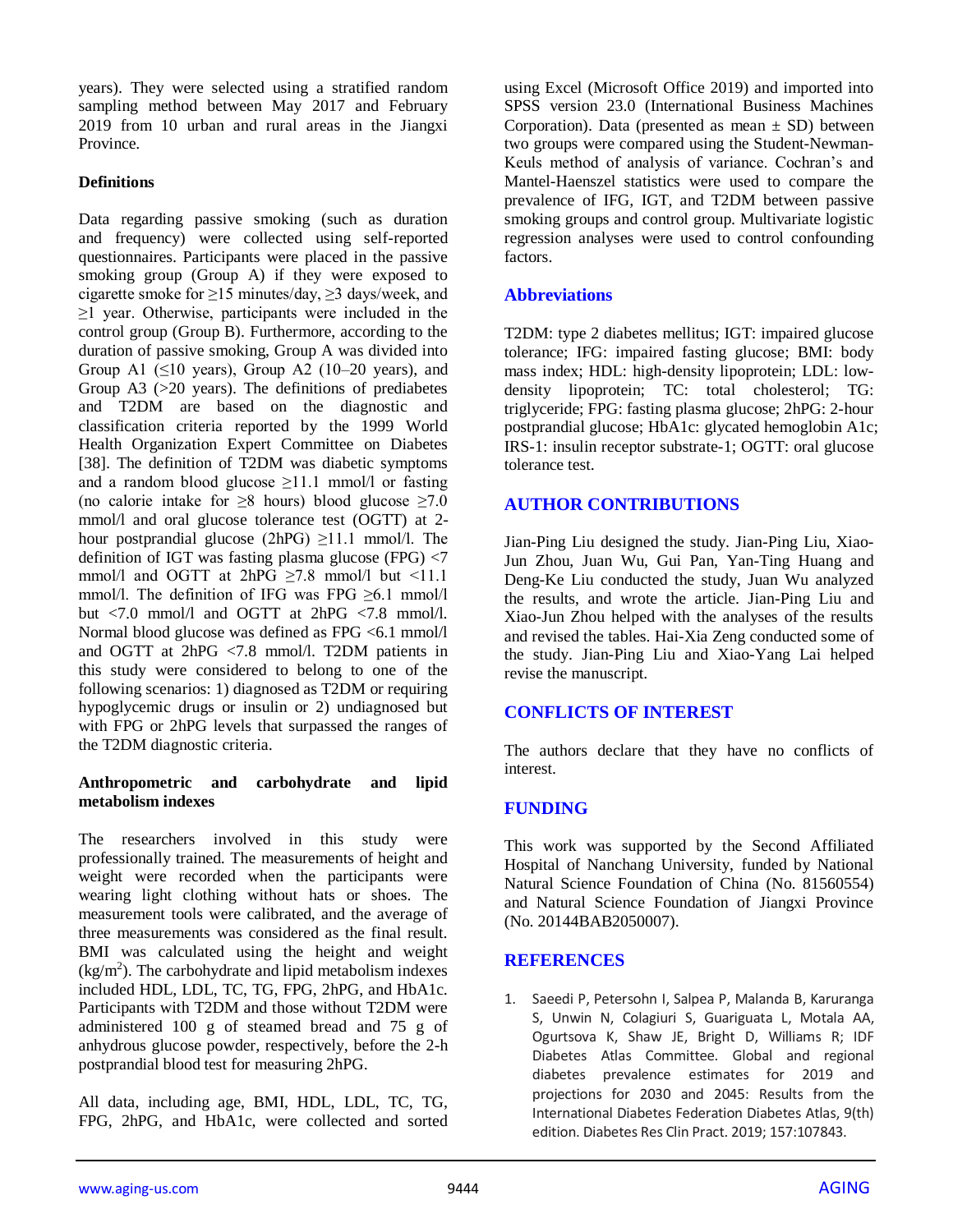years). They were selected using a stratified random sampling method between May 2017 and February 2019 from 10 urban and rural areas in the Jiangxi Province.

### Definitions

Data regarding passive smoking (such as duration and frequency) were collected using self-reported questionnaires. Participants were placed in the passive smoking group (Group A) if they were exposed to cigarette smoke for ≥15 minutes/day, ≥3 days/week, and ≥1 year. Otherwise, participants were included in the control group (Group B). Furthermore, according to the duration of passive smoking, Group A was divided into Group A1 (≤10 years), Group A2 (10–20 years), and Group A3 (>20 years). The definitions of prediabetes and T2DM are based on the diagnostic and classification criteria reported by the 1999 World Health Organization Expert Committee on Diabetes [38]. The definition of T2DM was diabetic symptoms and a random blood glucose ≥11.1 mmol/l or fasting (no calorie intake for ≥8 hours) blood glucose ≥7.0 mmol/l and oral glucose tolerance test (OGTT) at 2-hour postprandial glucose (2hPG) ≥11.1 mmol/l. The definition of IGT was fasting plasma glucose (FPG) <7 mmol/l and OGTT at 2hPG ≥7.8 mmol/l but <11.1 mmol/l. The definition of IFG was FPG ≥6.1 mmol/l but <7.0 mmol/l and OGTT at 2hPG <7.8 mmol/l. Normal blood glucose was defined as FPG <6.1 mmol/l and OGTT at 2hPG <7.8 mmol/l. T2DM patients in this study were considered to belong to one of the following scenarios: 1) diagnosed as T2DM or requiring hypoglycemic drugs or insulin or 2) undiagnosed but with FPG or 2hPG levels that surpassed the ranges of the T2DM diagnostic criteria.

### Anthropometric and carbohydrate and lipid metabolism indexes

The researchers involved in this study were professionally trained. The measurements of height and weight were recorded when the participants were wearing light clothing without hats or shoes. The measurement tools were calibrated, and the average of three measurements was considered as the final result. BMI was calculated using the height and weight ($kg/m^2$). The carbohydrate and lipid metabolism indexes included HDL, LDL, TC, TG, FPG, 2hPG, and HbA1c. Participants with T2DM and those without T2DM were administered 100 g of steamed bread and 75 g of anhydrous glucose powder, respectively, before the 2-h postprandial blood test for measuring 2hPG.

All data, including age, BMI, HDL, LDL, TC, TG, FPG, 2hPG, and HbA1c, were collected and sorted using Excel (Microsoft Office 2019) and imported into SPSS version 23.0 (International Business Machines Corporation). Data (presented as mean ± SD) between two groups were compared using the Student-Newman-Keuls method of analysis of variance. Cochran's and Mantel-Haenszel statistics were used to compare the prevalence of IFG, IGT, and T2DM between passive smoking groups and control group. Multivariate logistic regression analyses were used to control confounding factors.

## Abbreviations

T2DM: type 2 diabetes mellitus; IGT: impaired glucose tolerance; IFG: impaired fasting glucose; BMI: body mass index; HDL: high-density lipoprotein; LDL: low-density lipoprotein; TC: total cholesterol; TG: triglyceride; FPG: fasting plasma glucose; 2hPG: 2-hour postprandial glucose; HbA1c: glycated hemoglobin A1c; IRS-1: insulin receptor substrate-1; OGTT: oral glucose tolerance test.

## AUTHOR CONTRIBUTIONS

Jian-Ping Liu designed the study. Jian-Ping Liu, Xiao-Jun Zhou, Juan Wu, Gui Pan, Yan-Ting Huang and Deng-Ke Liu conducted the study, Juan Wu analyzed the results, and wrote the article. Jian-Ping Liu and Xiao-Jun Zhou helped with the analyses of the results and revised the tables. Hai-Xia Zeng conducted some of the study. Jian-Ping Liu and Xiao-Yang Lai helped revise the manuscript.

## CONFLICTS OF INTEREST

The authors declare that they have no conflicts of interest.

## FUNDING

This work was supported by the Second Affiliated Hospital of Nanchang University, funded by National Natural Science Foundation of China (No. 81560554) and Natural Science Foundation of Jiangxi Province (No. 20144BAB2050007).

## REFERENCES

1. Saeedi P, Petersohn I, Salpea P, Malanda B, Karuranga S, Unwin N, Colagiuri S, Guariguata L, Motala AA, Ogurtsova K, Shaw JE, Bright D, Williams R; IDF Diabetes Atlas Committee. Global and regional diabetes prevalence estimates for 2019 and projections for 2030 and 2045: Results from the International Diabetes Federation Diabetes Atlas, 9(th) edition. Diabetes Res Clin Pract. 2019; 157:107843.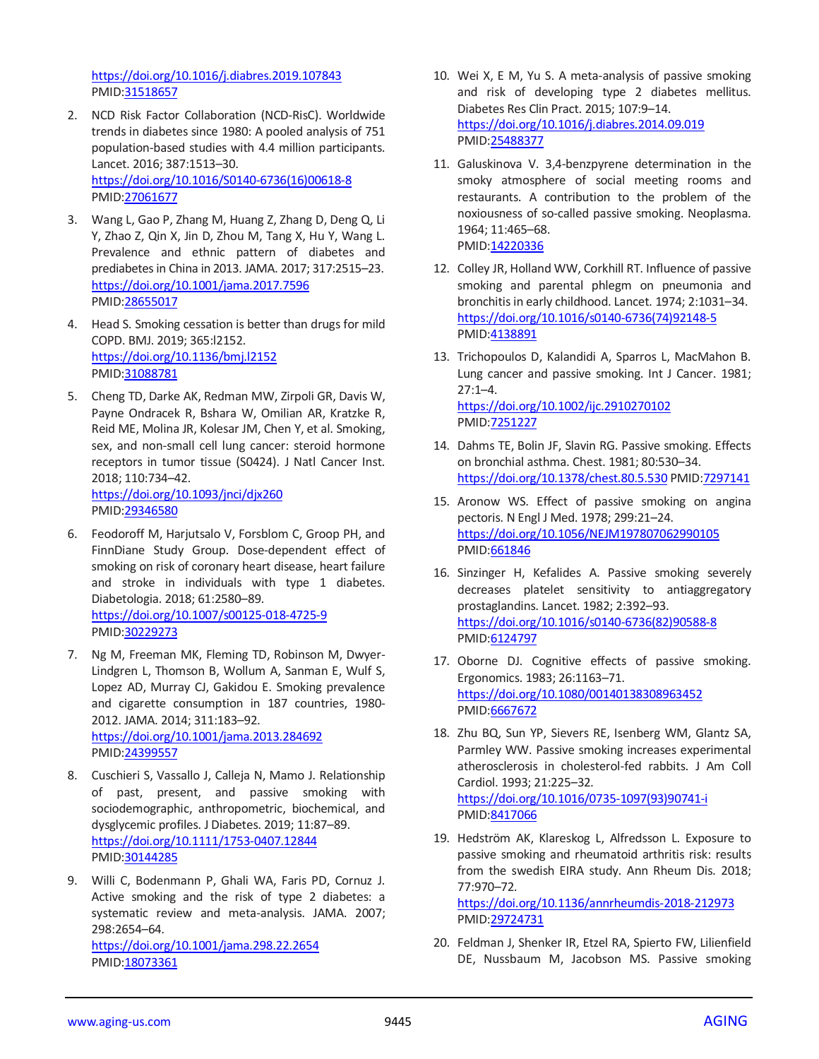https://doi.org/10.1016/j.diabres.2019.107843 PMID:31518657

2. NCD Risk Factor Collaboration (NCD-RisC). Worldwide trends in diabetes since 1980: A pooled analysis of 751 population-based studies with 4.4 million participants. Lancet. 2016; 387:1513–30. https://doi.org/10.1016/S0140-6736(16)00618-8 PMID:27061677

3. Wang L, Gao P, Zhang M, Huang Z, Zhang D, Deng Q, Li Y, Zhao Z, Qin X, Jin D, Zhou M, Tang X, Hu Y, Wang L. Prevalence and ethnic pattern of diabetes and prediabetes in China in 2013. JAMA. 2017; 317:2515–23. https://doi.org/10.1001/jama.2017.7596 PMID:28655017

4. Head S. Smoking cessation is better than drugs for mild COPD. BMJ. 2019; 365:l2152. https://doi.org/10.1136/bmj.l2152 PMID:31088781

5. Cheng TD, Darke AK, Redman MW, Zirpoli GR, Davis W, Payne Ondracek R, Bshara W, Omilian AR, Kratzke R, Reid ME, Molina JR, Kolesar JM, Chen Y, et al. Smoking, sex, and non-small cell lung cancer: steroid hormone receptors in tumor tissue (S0424). J Natl Cancer Inst. 2018; 110:734–42. https://doi.org/10.1093/jnci/djx260 PMID:29346580

6. Feodoroff M, Harjutsalo V, Forsblom C, Groop PH, and FinnDiane Study Group. Dose-dependent effect of smoking on risk of coronary heart disease, heart failure and stroke in individuals with type 1 diabetes. Diabetologia. 2018; 61:2580–89. https://doi.org/10.1007/s00125-018-4725-9 PMID:30229273

7. Ng M, Freeman MK, Fleming TD, Robinson M, Dwyer-Lindgren L, Thomson B, Wollum A, Sanman E, Wulf S, Lopez AD, Murray CJ, Gakidou E. Smoking prevalence and cigarette consumption in 187 countries, 1980-2012. JAMA. 2014; 311:183–92. https://doi.org/10.1001/jama.2013.284692 PMID:24399557

8. Cuschieri S, Vassallo J, Calleja N, Mamo J. Relationship of past, present, and passive smoking with sociodemographic, anthropometric, biochemical, and dysglycemic profiles. J Diabetes. 2019; 11:87–89. https://doi.org/10.1111/1753-0407.12844 PMID:30144285

9. Willi C, Bodenmann P, Ghali WA, Faris PD, Cornuz J. Active smoking and the risk of type 2 diabetes: a systematic review and meta-analysis. JAMA. 2007; 298:2654–64. https://doi.org/10.1001/jama.298.22.2654 PMID:18073361

10. Wei X, E M, Yu S. A meta-analysis of passive smoking and risk of developing type 2 diabetes mellitus. Diabetes Res Clin Pract. 2015; 107:9–14. https://doi.org/10.1016/j.diabres.2014.09.019 PMID:25488377

11. Galuskinova V. 3,4-benzpyrene determination in the smoky atmosphere of social meeting rooms and restaurants. A contribution to the problem of the noxiousness of so-called passive smoking. Neoplasma. 1964; 11:465–68. PMID:14220336

12. Colley JR, Holland WW, Corkhill RT. Influence of passive smoking and parental phlegm on pneumonia and bronchitis in early childhood. Lancet. 1974; 2:1031–34. https://doi.org/10.1016/s0140-6736(74)92148-5 PMID:4138891

13. Trichopoulos D, Kalandidi A, Sparros L, MacMahon B. Lung cancer and passive smoking. Int J Cancer. 1981; 27:1–4. https://doi.org/10.1002/ijc.2910270102 PMID:7251227

14. Dahms TE, Bolin JF, Slavin RG. Passive smoking. Effects on bronchial asthma. Chest. 1981; 80:530–34. https://doi.org/10.1378/chest.80.5.530 PMID:7297141

15. Aronow WS. Effect of passive smoking on angina pectoris. N Engl J Med. 1978; 299:21–24. https://doi.org/10.1056/NEJM197807062990105 PMID:661846

16. Sinzinger H, Kefalides A. Passive smoking severely decreases platelet sensitivity to antiaggregatory prostaglandins. Lancet. 1982; 2:392–93. https://doi.org/10.1016/s0140-6736(82)90588-8 PMID:6124797

17. Oborne DJ. Cognitive effects of passive smoking. Ergonomics. 1983; 26:1163–71. https://doi.org/10.1080/00140138308963452 PMID:6667672

18. Zhu BQ, Sun YP, Sievers RE, Isenberg WM, Glantz SA, Parmley WW. Passive smoking increases experimental atherosclerosis in cholesterol-fed rabbits. J Am Coll Cardiol. 1993; 21:225–32. https://doi.org/10.1016/0735-1097(93)90741-i PMID:8417066

19. Hedström AK, Klareskog L, Alfredsson L. Exposure to passive smoking and rheumatoid arthritis risk: results from the swedish EIRA study. Ann Rheum Dis. 2018; 77:970–72. https://doi.org/10.1136/annrheumdis-2018-212973 PMID:29724731

20. Feldman J, Shenker IR, Etzel RA, Spierto FW, Lilienfield DE, Nussbaum M, Jacobson MS. Passive smoking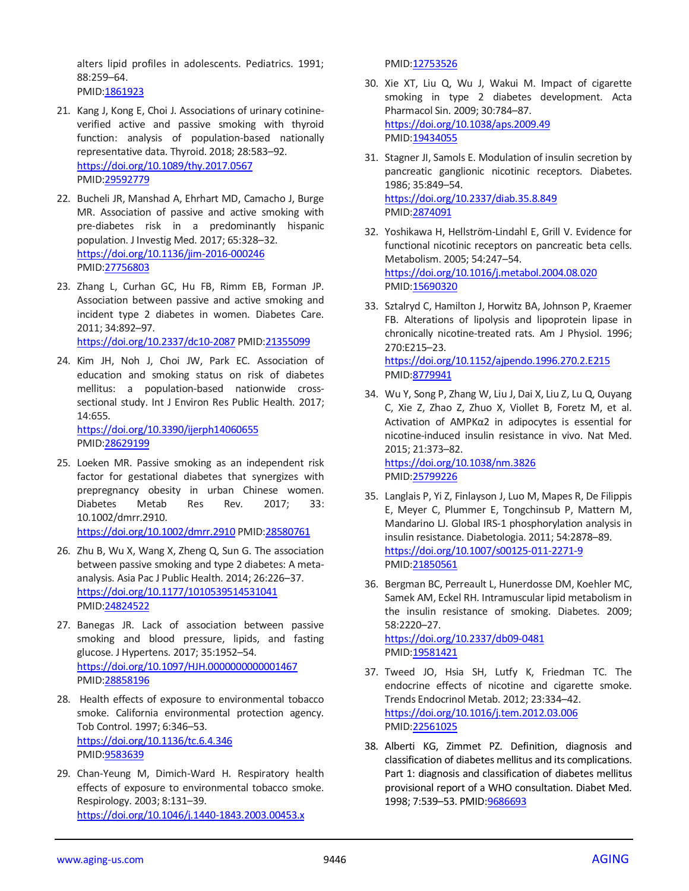alters lipid profiles in adolescents. Pediatrics. 1991; 88:259–64.
PMID:1861923

21. Kang J, Kong E, Choi J. Associations of urinary cotinine-verified active and passive smoking with thyroid function: analysis of population-based nationally representative data. Thyroid. 2018; 28:583–92. https://doi.org/10.1089/thy.2017.0567 PMID:29592779

22. Bucheli JR, Manshad A, Ehrhart MD, Camacho J, Burge MR. Association of passive and active smoking with pre-diabetes risk in a predominantly hispanic population. J Investig Med. 2017; 65:328–32. https://doi.org/10.1136/jim-2016-000246 PMID:27756803

23. Zhang L, Curhan GC, Hu FB, Rimm EB, Forman JP. Association between passive and active smoking and incident type 2 diabetes in women. Diabetes Care. 2011; 34:892–97. https://doi.org/10.2337/dc10-2087 PMID:21355099

24. Kim JH, Noh J, Choi JW, Park EC. Association of education and smoking status on risk of diabetes mellitus: a population-based nationwide cross-sectional study. Int J Environ Res Public Health. 2017; 14:655. https://doi.org/10.3390/ijerph14060655 PMID:28629199

25. Loeken MR. Passive smoking as an independent risk factor for gestational diabetes that synergizes with prepregnancy obesity in urban Chinese women. Diabetes Metab Res Rev. 2017; 33: 10.1002/dmrr.2910. https://doi.org/10.1002/dmrr.2910 PMID:28580761

26. Zhu B, Wu X, Wang X, Zheng Q, Sun G. The association between passive smoking and type 2 diabetes: A meta-analysis. Asia Pac J Public Health. 2014; 26:226–37. https://doi.org/10.1177/1010539514531041 PMID:24824522

27. Banegas JR. Lack of association between passive smoking and blood pressure, lipids, and fasting glucose. J Hypertens. 2017; 35:1952–54. https://doi.org/10.1097/HJH.0000000000001467 PMID:28858196

28. Health effects of exposure to environmental tobacco smoke. California environmental protection agency. Tob Control. 1997; 6:346–53. https://doi.org/10.1136/tc.6.4.346 PMID:9583639

29. Chan-Yeung M, Dimich-Ward H. Respiratory health effects of exposure to environmental tobacco smoke. Respirology. 2003; 8:131–39. https://doi.org/10.1046/j.1440-1843.2003.00453.x PMID:12753526

30. Xie XT, Liu Q, Wu J, Wakui M. Impact of cigarette smoking in type 2 diabetes development. Acta Pharmacol Sin. 2009; 30:784–87. https://doi.org/10.1038/aps.2009.49 PMID:19434055

31. Stagner JI, Samols E. Modulation of insulin secretion by pancreatic ganglionic nicotinic receptors. Diabetes. 1986; 35:849–54. https://doi.org/10.2337/diab.35.8.849 PMID:2874091

32. Yoshikawa H, Hellström-Lindahl E, Grill V. Evidence for functional nicotinic receptors on pancreatic beta cells. Metabolism. 2005; 54:247–54. https://doi.org/10.1016/j.metabol.2004.08.020 PMID:15690320

33. Sztalryd C, Hamilton J, Horwitz BA, Johnson P, Kraemer FB. Alterations of lipolysis and lipoprotein lipase in chronically nicotine-treated rats. Am J Physiol. 1996; 270:E215–23. https://doi.org/10.1152/ajpendo.1996.270.2.E215 PMID:8779941

34. Wu Y, Song P, Zhang W, Liu J, Dai X, Liu Z, Lu Q, Ouyang C, Xie Z, Zhao Z, Zhuo X, Viollet B, Foretz M, et al. Activation of AMPKα2 in adipocytes is essential for nicotine-induced insulin resistance in vivo. Nat Med. 2015; 21:373–82. https://doi.org/10.1038/nm.3826 PMID:25799226

35. Langlais P, Yi Z, Finlayson J, Luo M, Mapes R, De Filippis E, Meyer C, Plummer E, Tongchinsub P, Mattern M, Mandarino LJ. Global IRS-1 phosphorylation analysis in insulin resistance. Diabetologia. 2011; 54:2878–89. https://doi.org/10.1007/s00125-011-2271-9 PMID:21850561

36. Bergman BC, Perreault L, Hunerdosse DM, Koehler MC, Samek AM, Eckel RH. Intramuscular lipid metabolism in the insulin resistance of smoking. Diabetes. 2009; 58:2220–27. https://doi.org/10.2337/db09-0481 PMID:19581421

37. Tweed JO, Hsia SH, Lutfy K, Friedman TC. The endocrine effects of nicotine and cigarette smoke. Trends Endocrinol Metab. 2012; 23:334–42. https://doi.org/10.1016/j.tem.2012.03.006 PMID:22561025

38. Alberti KG, Zimmet PZ. Definition, diagnosis and classification of diabetes mellitus and its complications. Part 1: diagnosis and classification of diabetes mellitus provisional report of a WHO consultation. Diabet Med. 1998; 7:539–53. PMID:9686693